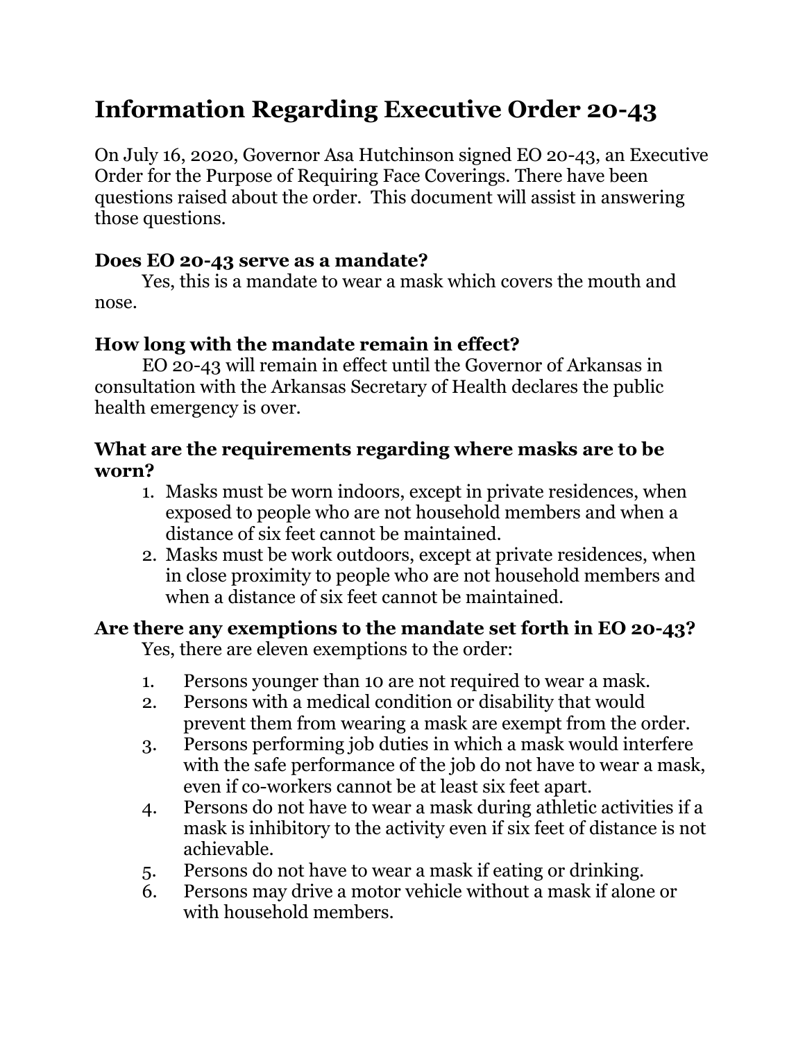# Information Regarding Executive Order 20-43

On July 16, 2020, Governor Asa Hutchinson signed EO 20-43, an Executive Order for the Purpose of Requiring Face Coverings. There have been questions raised about the order. This document will assist in answering those questions.

### Does EO 20-43 serve as a mandate?

Yes, this is a mandate to wear a mask which covers the mouth and nose.

### How long with the mandate remain in effect?

EO 20-43 will remain in effect until the Governor of Arkansas in consultation with the Arkansas Secretary of Health declares the public health emergency is over.

### What are the requirements regarding where masks are to be worn?

1. Masks must be worn indoors, except in private residences, when exposed to people who are not household members and when a distance of six feet cannot be maintained.
2. Masks must be work outdoors, except at private residences, when in close proximity to people who are not household members and when a distance of six feet cannot be maintained.

### Are there any exemptions to the mandate set forth in EO 20-43?

Yes, there are eleven exemptions to the order:

1. Persons younger than 10 are not required to wear a mask.
2. Persons with a medical condition or disability that would prevent them from wearing a mask are exempt from the order.
3. Persons performing job duties in which a mask would interfere with the safe performance of the job do not have to wear a mask, even if co-workers cannot be at least six feet apart.
4. Persons do not have to wear a mask during athletic activities if a mask is inhibitory to the activity even if six feet of distance is not achievable.
5. Persons do not have to wear a mask if eating or drinking.
6. Persons may drive a motor vehicle without a mask if alone or with household members.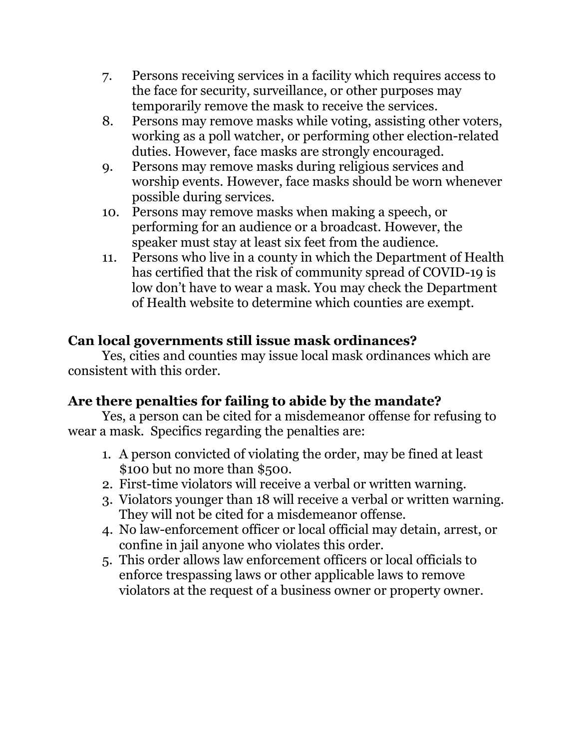7. Persons receiving services in a facility which requires access to the face for security, surveillance, or other purposes may temporarily remove the mask to receive the services.
8. Persons may remove masks while voting, assisting other voters, working as a poll watcher, or performing other election-related duties. However, face masks are strongly encouraged.
9. Persons may remove masks during religious services and worship events. However, face masks should be worn whenever possible during services.
10. Persons may remove masks when making a speech, or performing for an audience or a broadcast. However, the speaker must stay at least six feet from the audience.
11. Persons who live in a county in which the Department of Health has certified that the risk of community spread of COVID-19 is low don't have to wear a mask. You may check the Department of Health website to determine which counties are exempt.

### Can local governments still issue mask ordinances?

Yes, cities and counties may issue local mask ordinances which are consistent with this order.

### Are there penalties for failing to abide by the mandate?

Yes, a person can be cited for a misdemeanor offense for refusing to wear a mask. Specifics regarding the penalties are:

1. A person convicted of violating the order, may be fined at least $100 but no more than $500.
2. First-time violators will receive a verbal or written warning.
3. Violators younger than 18 will receive a verbal or written warning. They will not be cited for a misdemeanor offense.
4. No law-enforcement officer or local official may detain, arrest, or confine in jail anyone who violates this order.
5. This order allows law enforcement officers or local officials to enforce trespassing laws or other applicable laws to remove violators at the request of a business owner or property owner.